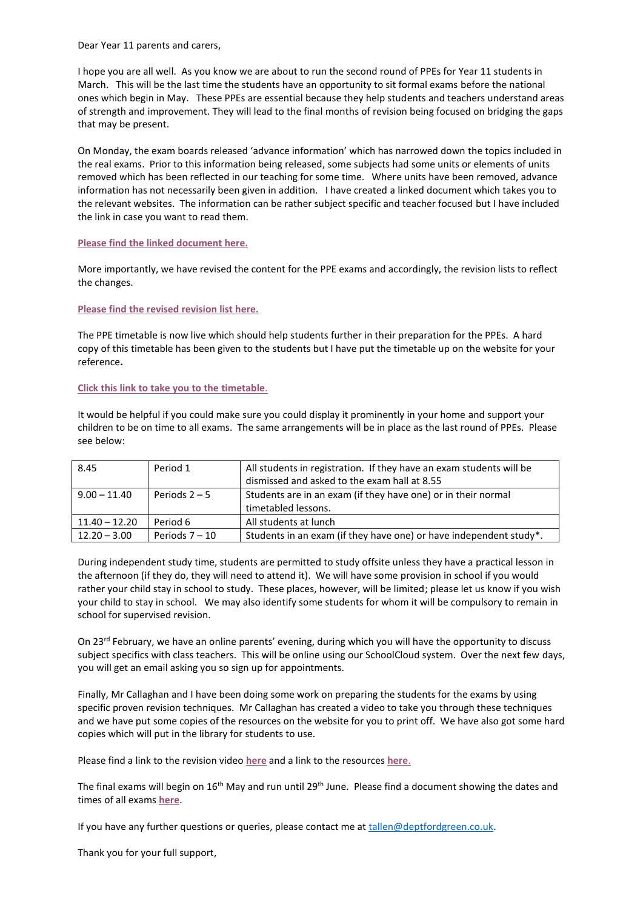Dear Year 11 parents and carers,

I hope you are all well. As you know we are about to run the second round of PPEs for Year 11 students in March. This will be the last time the students have an opportunity to sit formal exams before the national ones which begin in May. These PPEs are essential because they help students and teachers understand areas of strength and improvement. They will lead to the final months of revision being focused on bridging the gaps that may be present.

On Monday, the exam boards released 'advance information' which has narrowed down the topics included in the real exams. Prior to this information being released, some subjects had some units or elements of units removed which has been reflected in our teaching for some time. Where units have been removed, advance information has not necessarily been given in addition. I have created a linked document which takes you to the relevant websites. The information can be rather subject specific and teacher focused but I have included the link in case you want to read them.

**Please find the linked document here.**

More importantly, we have revised the content for the PPE exams and accordingly, the revision lists to reflect the changes.

**Please find the revised revision list here.**

The PPE timetable is now live which should help students further in their preparation for the PPEs. A hard copy of this timetable has been given to the students but I have put the timetable up on the website for your reference.

**Click this link to take you to the timetable.**

It would be helpful if you could make sure you could display it prominently in your home and support your children to be on time to all exams. The same arrangements will be in place as the last round of PPEs. Please see below:

| 8.45 | Period 1 | All students in registration. If they have an exam students will be dismissed and asked to the exam hall at 8.55 |
|---|---|---|
| 9.00 – 11.40 | Periods 2 – 5 | Students are in an exam (if they have one) or in their normal timetabled lessons. |
| 11.40 – 12.20 | Period 6 | All students at lunch |
| 12.20 – 3.00 | Periods 7 – 10 | Students in an exam (if they have one) or have independent study*. |

During independent study time, students are permitted to study offsite unless they have a practical lesson in the afternoon (if they do, they will need to attend it). We will have some provision in school if you would rather your child stay in school to study. These places, however, will be limited; please let us know if you wish your child to stay in school. We may also identify some students for whom it will be compulsory to remain in school for supervised revision.

On 23rd February, we have an online parents' evening, during which you will have the opportunity to discuss subject specifics with class teachers. This will be online using our SchoolCloud system. Over the next few days, you will get an email asking you so sign up for appointments.

Finally, Mr Callaghan and I have been doing some work on preparing the students for the exams by using specific proven revision techniques. Mr Callaghan has created a video to take you through these techniques and we have put some copies of the resources on the website for you to print off. We have also got some hard copies which will put in the library for students to use.

Please find a link to the revision video **here** and a link to the resources **here**.

The final exams will begin on 16th May and run until 29th June. Please find a document showing the dates and times of all exams **here**.

If you have any further questions or queries, please contact me at tallen@deptfordgreen.co.uk.

Thank you for your full support,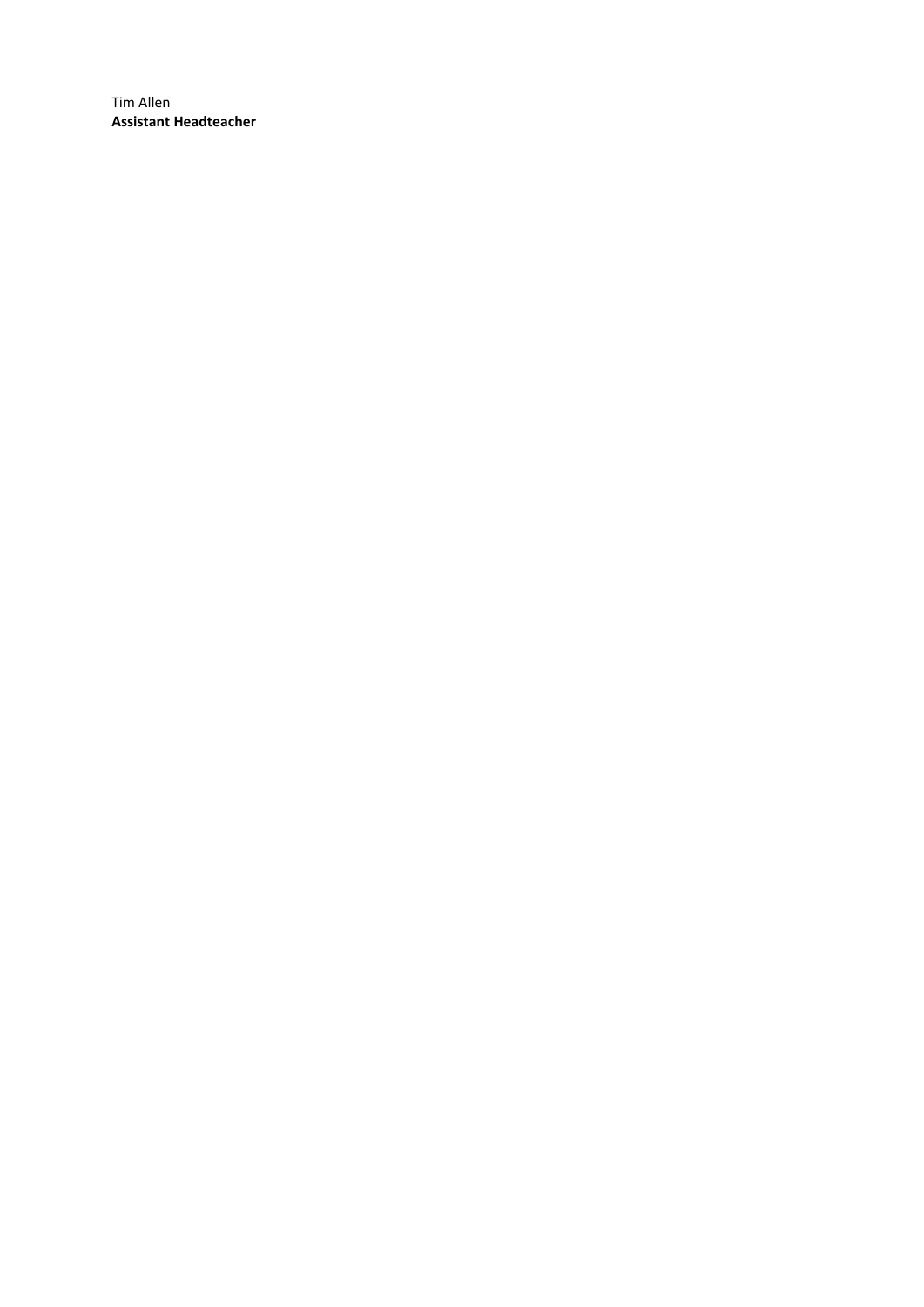Tim Allen
**Assistant Headteacher**